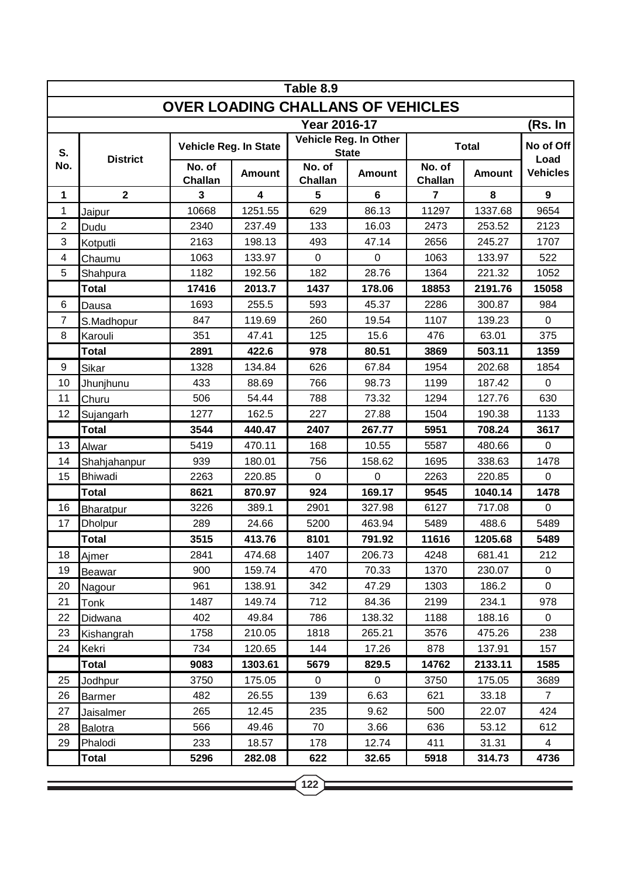## Table 8.9

## OVER LOADING CHALLANS OF VEHICLES

**Year 2016-17** (Rs. In

| S. No. | District | Vehicle Reg. In State | | Vehicle Reg. In Other State | | Total | | No of Off Load Vehicles |
|---|---|---|---|---|---|---|---|---|
| | | No. of Challan | Amount | No. of Challan | Amount | No. of Challan | Amount | |
| 1 | 2 | 3 | 4 | 5 | 6 | 7 | 8 | 9 |
| 1 | Jaipur | 10668 | 1251.55 | 629 | 86.13 | 11297 | 1337.68 | 9654 |
| 2 | Dudu | 2340 | 237.49 | 133 | 16.03 | 2473 | 253.52 | 2123 |
| 3 | Kotputli | 2163 | 198.13 | 493 | 47.14 | 2656 | 245.27 | 1707 |
| 4 | Chaumu | 1063 | 133.97 | 0 | 0 | 1063 | 133.97 | 522 |
| 5 | Shahpura | 1182 | 192.56 | 182 | 28.76 | 1364 | 221.32 | 1052 |
| | **Total** | **17416** | **2013.7** | **1437** | **178.06** | **18853** | **2191.76** | **15058** |
| 6 | Dausa | 1693 | 255.5 | 593 | 45.37 | 2286 | 300.87 | 984 |
| 7 | S.Madhopur | 847 | 119.69 | 260 | 19.54 | 1107 | 139.23 | 0 |
| 8 | Karouli | 351 | 47.41 | 125 | 15.6 | 476 | 63.01 | 375 |
| | **Total** | **2891** | **422.6** | **978** | **80.51** | **3869** | **503.11** | **1359** |
| 9 | Sikar | 1328 | 134.84 | 626 | 67.84 | 1954 | 202.68 | 1854 |
| 10 | Jhunjhunu | 433 | 88.69 | 766 | 98.73 | 1199 | 187.42 | 0 |
| 11 | Churu | 506 | 54.44 | 788 | 73.32 | 1294 | 127.76 | 630 |
| 12 | Sujangarh | 1277 | 162.5 | 227 | 27.88 | 1504 | 190.38 | 1133 |
| | **Total** | **3544** | **440.47** | **2407** | **267.77** | **5951** | **708.24** | **3617** |
| 13 | Alwar | 5419 | 470.11 | 168 | 10.55 | 5587 | 480.66 | 0 |
| 14 | Shahjahanpur | 939 | 180.01 | 756 | 158.62 | 1695 | 338.63 | 1478 |
| 15 | Bhiwadi | 2263 | 220.85 | 0 | 0 | 2263 | 220.85 | 0 |
| | **Total** | **8621** | **870.97** | **924** | **169.17** | **9545** | **1040.14** | **1478** |
| 16 | Bharatpur | 3226 | 389.1 | 2901 | 327.98 | 6127 | 717.08 | 0 |
| 17 | Dholpur | 289 | 24.66 | 5200 | 463.94 | 5489 | 488.6 | 5489 |
| | **Total** | **3515** | **413.76** | **8101** | **791.92** | **11616** | **1205.68** | **5489** |
| 18 | Ajmer | 2841 | 474.68 | 1407 | 206.73 | 4248 | 681.41 | 212 |
| 19 | Beawar | 900 | 159.74 | 470 | 70.33 | 1370 | 230.07 | 0 |
| 20 | Nagour | 961 | 138.91 | 342 | 47.29 | 1303 | 186.2 | 0 |
| 21 | Tonk | 1487 | 149.74 | 712 | 84.36 | 2199 | 234.1 | 978 |
| 22 | Didwana | 402 | 49.84 | 786 | 138.32 | 1188 | 188.16 | 0 |
| 23 | Kishangrah | 1758 | 210.05 | 1818 | 265.21 | 3576 | 475.26 | 238 |
| 24 | Kekri | 734 | 120.65 | 144 | 17.26 | 878 | 137.91 | 157 |
| | **Total** | **9083** | **1303.61** | **5679** | **829.5** | **14762** | **2133.11** | **1585** |
| 25 | Jodhpur | 3750 | 175.05 | 0 | 0 | 3750 | 175.05 | 3689 |
| 26 | Barmer | 482 | 26.55 | 139 | 6.63 | 621 | 33.18 | 7 |
| 27 | Jaisalmer | 265 | 12.45 | 235 | 9.62 | 500 | 22.07 | 424 |
| 28 | Balotra | 566 | 49.46 | 70 | 3.66 | 636 | 53.12 | 612 |
| 29 | Phalodi | 233 | 18.57 | 178 | 12.74 | 411 | 31.31 | 4 |
| | **Total** | **5296** | **282.08** | **622** | **32.65** | **5918** | **314.73** | **4736** |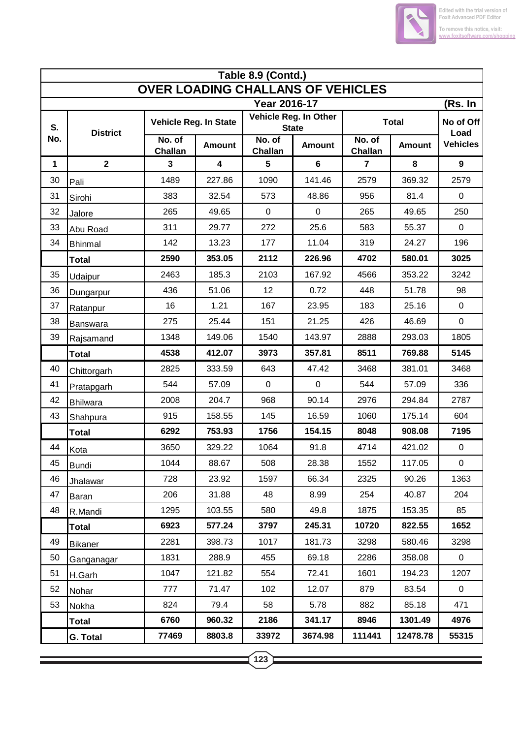## Table 8.9 (Contd.)

## OVER LOADING CHALLANS OF VEHICLES

**Year 2016-17** **(Rs. In**

| S. No. | District | Vehicle Reg. In State | | Vehicle Reg. In Other State | | Total | | No of Off Load Vehicles |
|---|---|---|---|---|---|---|---|---|
| | | No. of Challan | Amount | No. of Challan | Amount | No. of Challan | Amount | |
| 1 | 2 | 3 | 4 | 5 | 6 | 7 | 8 | 9 |
| 30 | Pali | 1489 | 227.86 | 1090 | 141.46 | 2579 | 369.32 | 2579 |
| 31 | Sirohi | 383 | 32.54 | 573 | 48.86 | 956 | 81.4 | 0 |
| 32 | Jalore | 265 | 49.65 | 0 | 0 | 265 | 49.65 | 250 |
| 33 | Abu Road | 311 | 29.77 | 272 | 25.6 | 583 | 55.37 | 0 |
| 34 | Bhinmal | 142 | 13.23 | 177 | 11.04 | 319 | 24.27 | 196 |
| | **Total** | **2590** | **353.05** | **2112** | **226.96** | **4702** | **580.01** | **3025** |
| 35 | Udaipur | 2463 | 185.3 | 2103 | 167.92 | 4566 | 353.22 | 3242 |
| 36 | Dungarpur | 436 | 51.06 | 12 | 0.72 | 448 | 51.78 | 98 |
| 37 | Ratanpur | 16 | 1.21 | 167 | 23.95 | 183 | 25.16 | 0 |
| 38 | Banswara | 275 | 25.44 | 151 | 21.25 | 426 | 46.69 | 0 |
| 39 | Rajsamand | 1348 | 149.06 | 1540 | 143.97 | 2888 | 293.03 | 1805 |
| | **Total** | **4538** | **412.07** | **3973** | **357.81** | **8511** | **769.88** | **5145** |
| 40 | Chittorgarh | 2825 | 333.59 | 643 | 47.42 | 3468 | 381.01 | 3468 |
| 41 | Pratapgarh | 544 | 57.09 | 0 | 0 | 544 | 57.09 | 336 |
| 42 | Bhilwara | 2008 | 204.7 | 968 | 90.14 | 2976 | 294.84 | 2787 |
| 43 | Shahpura | 915 | 158.55 | 145 | 16.59 | 1060 | 175.14 | 604 |
| | **Total** | **6292** | **753.93** | **1756** | **154.15** | **8048** | **908.08** | **7195** |
| 44 | Kota | 3650 | 329.22 | 1064 | 91.8 | 4714 | 421.02 | 0 |
| 45 | Bundi | 1044 | 88.67 | 508 | 28.38 | 1552 | 117.05 | 0 |
| 46 | Jhalawar | 728 | 23.92 | 1597 | 66.34 | 2325 | 90.26 | 1363 |
| 47 | Baran | 206 | 31.88 | 48 | 8.99 | 254 | 40.87 | 204 |
| 48 | R.Mandi | 1295 | 103.55 | 580 | 49.8 | 1875 | 153.35 | 85 |
| | **Total** | **6923** | **577.24** | **3797** | **245.31** | **10720** | **822.55** | **1652** |
| 49 | Bikaner | 2281 | 398.73 | 1017 | 181.73 | 3298 | 580.46 | 3298 |
| 50 | Ganganagar | 1831 | 288.9 | 455 | 69.18 | 2286 | 358.08 | 0 |
| 51 | H.Garh | 1047 | 121.82 | 554 | 72.41 | 1601 | 194.23 | 1207 |
| 52 | Nohar | 777 | 71.47 | 102 | 12.07 | 879 | 83.54 | 0 |
| 53 | Nokha | 824 | 79.4 | 58 | 5.78 | 882 | 85.18 | 471 |
| | **Total** | **6760** | **960.32** | **2186** | **341.17** | **8946** | **1301.49** | **4976** |
| | **G. Total** | **77469** | **8803.8** | **33972** | **3674.98** | **111441** | **12478.78** | **55315** |